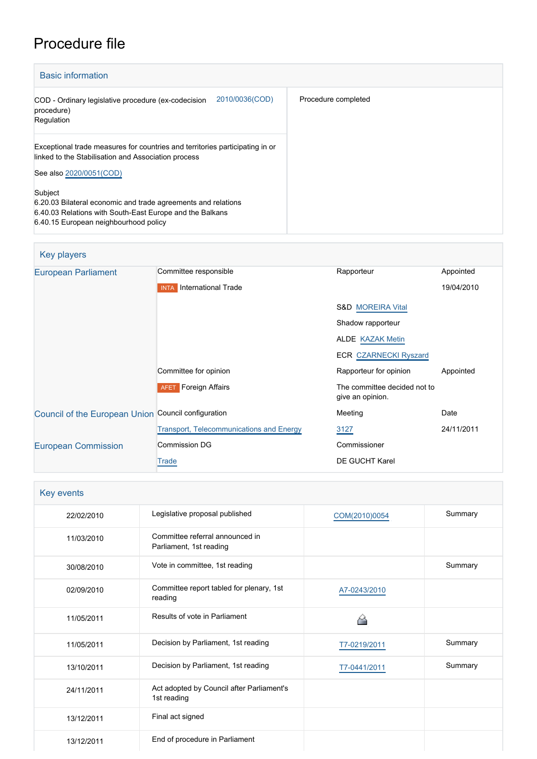# Procedure file

## Basic information

| | |
|---|---|
| COD - Ordinary legislative procedure (ex-codecision procedure)<br>Regulation | 2010/0036(COD) |
| Procedure completed | |

Exceptional trade measures for countries and territories participating in or linked to the Stabilisation and Association process

See also 2020/0051(COD)

Subject
6.20.03 Bilateral economic and trade agreements and relations
6.40.03 Relations with South-East Europe and the Balkans
6.40.15 European neighbourhood policy

## Key players

| | | | |
|---|---|---|---|
| European Parliament | Committee responsible | Rapporteur | Appointed |
| | INTA International Trade | | 19/04/2010 |
| | | S&D MOREIRA Vital | |
| | | Shadow rapporteur | |
| | | ALDE KAZAK Metin | |
| | | ECR CZARNECKI Ryszard | |
| | Committee for opinion | Rapporteur for opinion | Appointed |
| | AFET Foreign Affairs | The committee decided not to give an opinion. | |
| Council of the European Union | Council configuration | Meeting | Date |
| | Transport, Telecommunications and Energy | 3127 | 24/11/2011 |
| European Commission | Commission DG | Commissioner | |
| | Trade | DE GUCHT Karel | |

## Key events

| | | | |
|---|---|---|---|
| 22/02/2010 | Legislative proposal published | COM(2010)0054 | Summary |
| 11/03/2010 | Committee referral announced in Parliament, 1st reading | | |
| 30/08/2010 | Vote in committee, 1st reading | | Summary |
| 02/09/2010 | Committee report tabled for plenary, 1st reading | A7-0243/2010 | |
| 11/05/2011 | Results of vote in Parliament | | |
| 11/05/2011 | Decision by Parliament, 1st reading | T7-0219/2011 | Summary |
| 13/10/2011 | Decision by Parliament, 1st reading | T7-0441/2011 | Summary |
| 24/11/2011 | Act adopted by Council after Parliament's 1st reading | | |
| 13/12/2011 | Final act signed | | |
| 13/12/2011 | End of procedure in Parliament | | |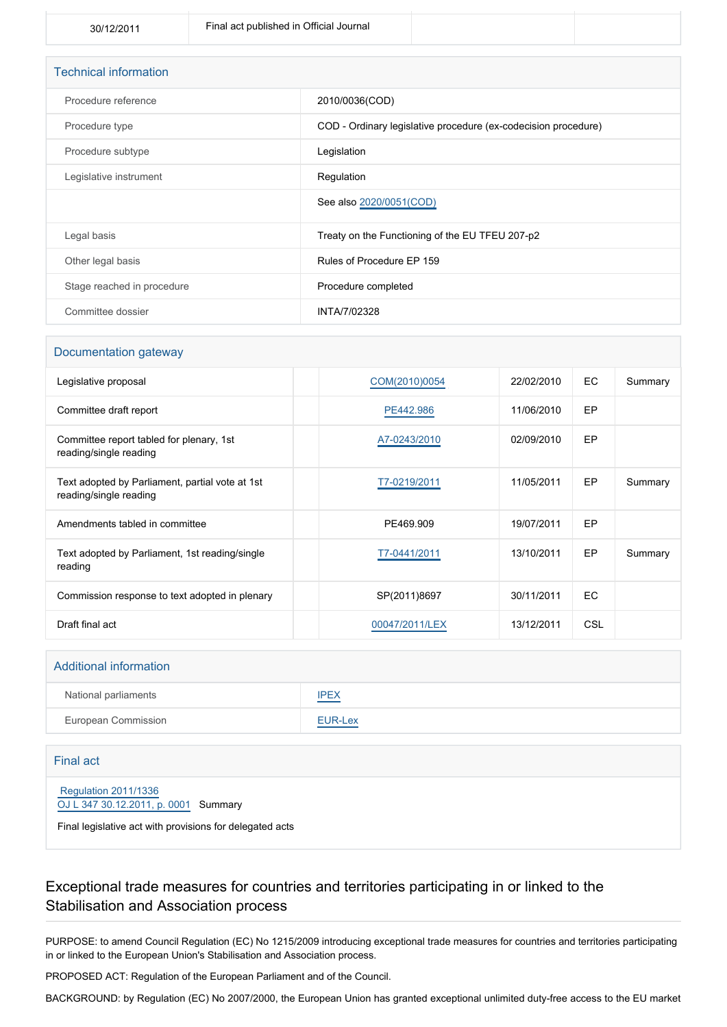| 30/12/2011 | Final act published in Official Journal | | |
|---|---|---|---|

## Technical information

| | |
|---|---|
| Procedure reference | 2010/0036(COD) |
| Procedure type | COD - Ordinary legislative procedure (ex-codecision procedure) |
| Procedure subtype | Legislation |
| Legislative instrument | Regulation |
| | See also 2020/0051(COD) |
| Legal basis | Treaty on the Functioning of the EU TFEU 207-p2 |
| Other legal basis | Rules of Procedure EP 159 |
| Stage reached in procedure | Procedure completed |
| Committee dossier | INTA/7/02328 |

## Documentation gateway

| | | | | | |
|---|---|---|---|---|---|
| Legislative proposal | | COM(2010)0054 | 22/02/2010 | EC | Summary |
| Committee draft report | | PE442.986 | 11/06/2010 | EP | |
| Committee report tabled for plenary, 1st reading/single reading | | A7-0243/2010 | 02/09/2010 | EP | |
| Text adopted by Parliament, partial vote at 1st reading/single reading | | T7-0219/2011 | 11/05/2011 | EP | Summary |
| Amendments tabled in committee | | PE469.909 | 19/07/2011 | EP | |
| Text adopted by Parliament, 1st reading/single reading | | T7-0441/2011 | 13/10/2011 | EP | Summary |
| Commission response to text adopted in plenary | | SP(2011)8697 | 30/11/2011 | EC | |
| Draft final act | | 00047/2011/LEX | 13/12/2011 | CSL | |

## Additional information

| | |
|---|---|
| National parliaments | IPEX |
| European Commission | EUR-Lex |

## Final act

Regulation 2011/1336
OJ L 347 30.12.2011, p. 0001 Summary

Final legislative act with provisions for delegated acts

# Exceptional trade measures for countries and territories participating in or linked to the Stabilisation and Association process

PURPOSE: to amend Council Regulation (EC) No 1215/2009 introducing exceptional trade measures for countries and territories participating in or linked to the European Union's Stabilisation and Association process.

PROPOSED ACT: Regulation of the European Parliament and of the Council.

BACKGROUND: by Regulation (EC) No 2007/2000, the European Union has granted exceptional unlimited duty-free access to the EU market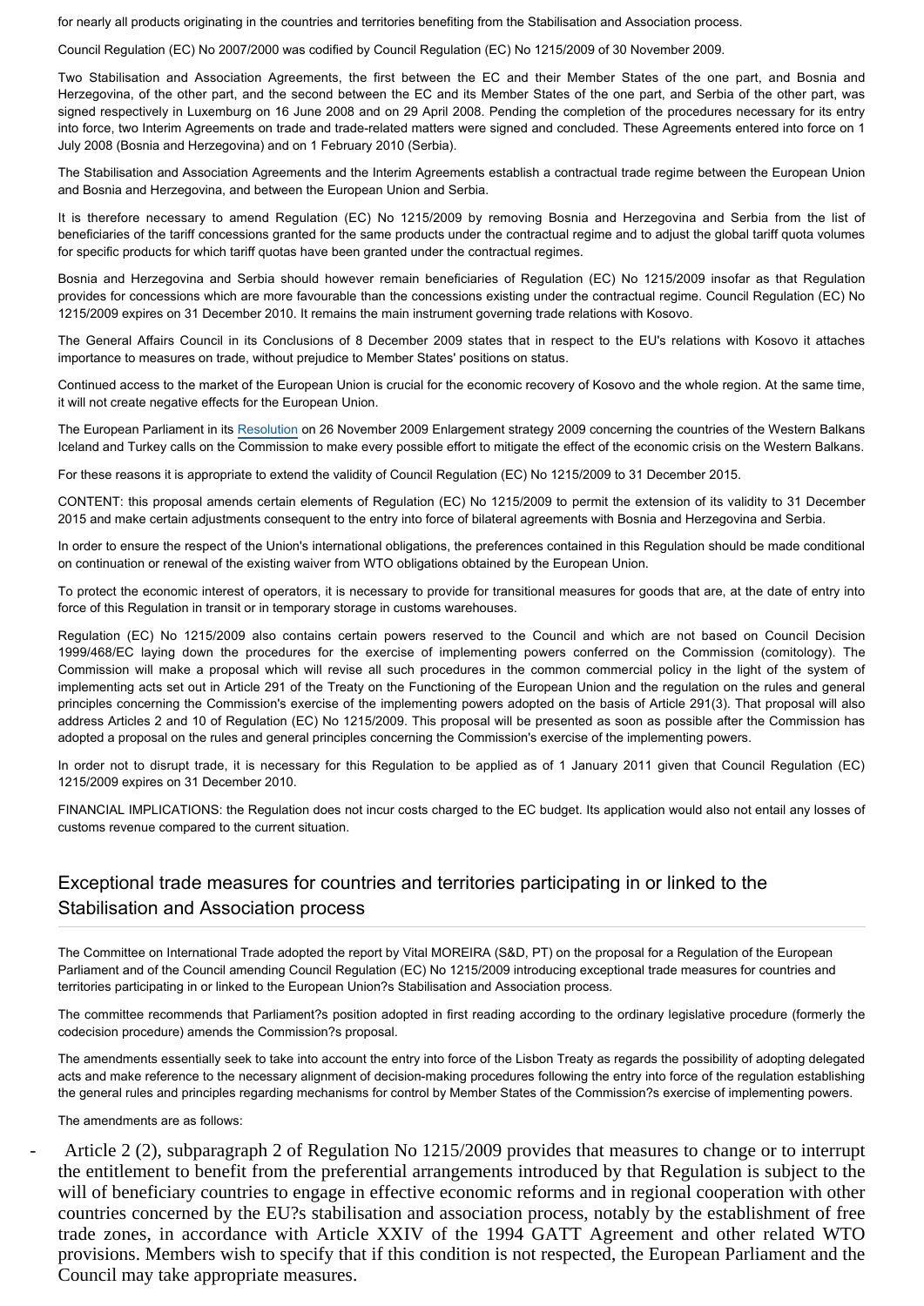for nearly all products originating in the countries and territories benefiting from the Stabilisation and Association process.

Council Regulation (EC) No 2007/2000 was codified by Council Regulation (EC) No 1215/2009 of 30 November 2009.

Two Stabilisation and Association Agreements, the first between the EC and their Member States of the one part, and Bosnia and Herzegovina, of the other part, and the second between the EC and its Member States of the one part, and Serbia of the other part, was signed respectively in Luxemburg on 16 June 2008 and on 29 April 2008. Pending the completion of the procedures necessary for its entry into force, two Interim Agreements on trade and trade-related matters were signed and concluded. These Agreements entered into force on 1 July 2008 (Bosnia and Herzegovina) and on 1 February 2010 (Serbia).

The Stabilisation and Association Agreements and the Interim Agreements establish a contractual trade regime between the European Union and Bosnia and Herzegovina, and between the European Union and Serbia.

It is therefore necessary to amend Regulation (EC) No 1215/2009 by removing Bosnia and Herzegovina and Serbia from the list of beneficiaries of the tariff concessions granted for the same products under the contractual regime and to adjust the global tariff quota volumes for specific products for which tariff quotas have been granted under the contractual regimes.

Bosnia and Herzegovina and Serbia should however remain beneficiaries of Regulation (EC) No 1215/2009 insofar as that Regulation provides for concessions which are more favourable than the concessions existing under the contractual regime. Council Regulation (EC) No 1215/2009 expires on 31 December 2010. It remains the main instrument governing trade relations with Kosovo.

The General Affairs Council in its Conclusions of 8 December 2009 states that in respect to the EU's relations with Kosovo it attaches importance to measures on trade, without prejudice to Member States' positions on status.

Continued access to the market of the European Union is crucial for the economic recovery of Kosovo and the whole region. At the same time, it will not create negative effects for the European Union.

The European Parliament in its Resolution on 26 November 2009 Enlargement strategy 2009 concerning the countries of the Western Balkans Iceland and Turkey calls on the Commission to make every possible effort to mitigate the effect of the economic crisis on the Western Balkans.

For these reasons it is appropriate to extend the validity of Council Regulation (EC) No 1215/2009 to 31 December 2015.

CONTENT: this proposal amends certain elements of Regulation (EC) No 1215/2009 to permit the extension of its validity to 31 December 2015 and make certain adjustments consequent to the entry into force of bilateral agreements with Bosnia and Herzegovina and Serbia.

In order to ensure the respect of the Union's international obligations, the preferences contained in this Regulation should be made conditional on continuation or renewal of the existing waiver from WTO obligations obtained by the European Union.

To protect the economic interest of operators, it is necessary to provide for transitional measures for goods that are, at the date of entry into force of this Regulation in transit or in temporary storage in customs warehouses.

Regulation (EC) No 1215/2009 also contains certain powers reserved to the Council and which are not based on Council Decision 1999/468/EC laying down the procedures for the exercise of implementing powers conferred on the Commission (comitology). The Commission will make a proposal which will revise all such procedures in the common commercial policy in the light of the system of implementing acts set out in Article 291 of the Treaty on the Functioning of the European Union and the regulation on the rules and general principles concerning the Commission's exercise of the implementing powers adopted on the basis of Article 291(3). That proposal will also address Articles 2 and 10 of Regulation (EC) No 1215/2009. This proposal will be presented as soon as possible after the Commission has adopted a proposal on the rules and general principles concerning the Commission's exercise of the implementing powers.

In order not to disrupt trade, it is necessary for this Regulation to be applied as of 1 January 2011 given that Council Regulation (EC) 1215/2009 expires on 31 December 2010.

FINANCIAL IMPLICATIONS: the Regulation does not incur costs charged to the EC budget. Its application would also not entail any losses of customs revenue compared to the current situation.

## Exceptional trade measures for countries and territories participating in or linked to the Stabilisation and Association process

The Committee on International Trade adopted the report by Vital MOREIRA (S&D, PT) on the proposal for a Regulation of the European Parliament and of the Council amending Council Regulation (EC) No 1215/2009 introducing exceptional trade measures for countries and territories participating in or linked to the European Union?s Stabilisation and Association process.

The committee recommends that Parliament?s position adopted in first reading according to the ordinary legislative procedure (formerly the codecision procedure) amends the Commission?s proposal.

The amendments essentially seek to take into account the entry into force of the Lisbon Treaty as regards the possibility of adopting delegated acts and make reference to the necessary alignment of decision-making procedures following the entry into force of the regulation establishing the general rules and principles regarding mechanisms for control by Member States of the Commission?s exercise of implementing powers.

The amendments are as follows:

- Article 2 (2), subparagraph 2 of Regulation No 1215/2009 provides that measures to change or to interrupt the entitlement to benefit from the preferential arrangements introduced by that Regulation is subject to the will of beneficiary countries to engage in effective economic reforms and in regional cooperation with other countries concerned by the EU?s stabilisation and association process, notably by the establishment of free trade zones, in accordance with Article XXIV of the 1994 GATT Agreement and other related WTO provisions. Members wish to specify that if this condition is not respected, the European Parliament and the Council may take appropriate measures.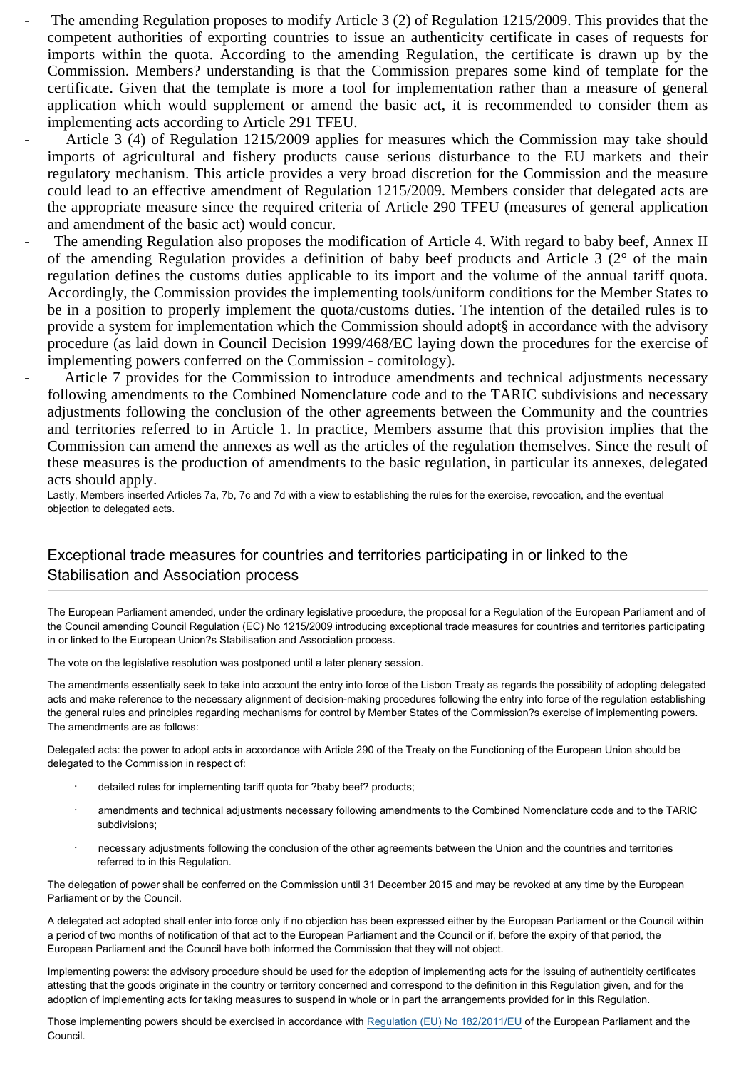- The amending Regulation proposes to modify Article 3 (2) of Regulation 1215/2009. This provides that the competent authorities of exporting countries to issue an authenticity certificate in cases of requests for imports within the quota. According to the amending Regulation, the certificate is drawn up by the Commission. Members? understanding is that the Commission prepares some kind of template for the certificate. Given that the template is more a tool for implementation rather than a measure of general application which would supplement or amend the basic act, it is recommended to consider them as implementing acts according to Article 291 TFEU.
- Article 3 (4) of Regulation 1215/2009 applies for measures which the Commission may take should imports of agricultural and fishery products cause serious disturbance to the EU markets and their regulatory mechanism. This article provides a very broad discretion for the Commission and the measure could lead to an effective amendment of Regulation 1215/2009. Members consider that delegated acts are the appropriate measure since the required criteria of Article 290 TFEU (measures of general application and amendment of the basic act) would concur.
- The amending Regulation also proposes the modification of Article 4. With regard to baby beef, Annex II of the amending Regulation provides a definition of baby beef products and Article 3 (2° of the main regulation defines the customs duties applicable to its import and the volume of the annual tariff quota. Accordingly, the Commission provides the implementing tools/uniform conditions for the Member States to be in a position to properly implement the quota/customs duties. The intention of the detailed rules is to provide a system for implementation which the Commission should adopt§ in accordance with the advisory procedure (as laid down in Council Decision 1999/468/EC laying down the procedures for the exercise of implementing powers conferred on the Commission - comitology).
- Article 7 provides for the Commission to introduce amendments and technical adjustments necessary following amendments to the Combined Nomenclature code and to the TARIC subdivisions and necessary adjustments following the conclusion of the other agreements between the Community and the countries and territories referred to in Article 1. In practice, Members assume that this provision implies that the Commission can amend the annexes as well as the articles of the regulation themselves. Since the result of these measures is the production of amendments to the basic regulation, in particular its annexes, delegated acts should apply.

Lastly, Members inserted Articles 7a, 7b, 7c and 7d with a view to establishing the rules for the exercise, revocation, and the eventual objection to delegated acts.

## Exceptional trade measures for countries and territories participating in or linked to the Stabilisation and Association process

The European Parliament amended, under the ordinary legislative procedure, the proposal for a Regulation of the European Parliament and of the Council amending Council Regulation (EC) No 1215/2009 introducing exceptional trade measures for countries and territories participating in or linked to the European Union?s Stabilisation and Association process.

The vote on the legislative resolution was postponed until a later plenary session.

The amendments essentially seek to take into account the entry into force of the Lisbon Treaty as regards the possibility of adopting delegated acts and make reference to the necessary alignment of decision-making procedures following the entry into force of the regulation establishing the general rules and principles regarding mechanisms for control by Member States of the Commission?s exercise of implementing powers. The amendments are as follows:

Delegated acts: the power to adopt acts in accordance with Article 290 of the Treaty on the Functioning of the European Union should be delegated to the Commission in respect of:

- detailed rules for implementing tariff quota for ?baby beef? products;
- amendments and technical adjustments necessary following amendments to the Combined Nomenclature code and to the TARIC subdivisions;
- necessary adjustments following the conclusion of the other agreements between the Union and the countries and territories referred to in this Regulation.

The delegation of power shall be conferred on the Commission until 31 December 2015 and may be revoked at any time by the European Parliament or by the Council.

A delegated act adopted shall enter into force only if no objection has been expressed either by the European Parliament or the Council within a period of two months of notification of that act to the European Parliament and the Council or if, before the expiry of that period, the European Parliament and the Council have both informed the Commission that they will not object.

Implementing powers: the advisory procedure should be used for the adoption of implementing acts for the issuing of authenticity certificates attesting that the goods originate in the country or territory concerned and correspond to the definition in this Regulation given, and for the adoption of implementing acts for taking measures to suspend in whole or in part the arrangements provided for in this Regulation.

Those implementing powers should be exercised in accordance with Regulation (EU) No 182/2011/EU of the European Parliament and the Council.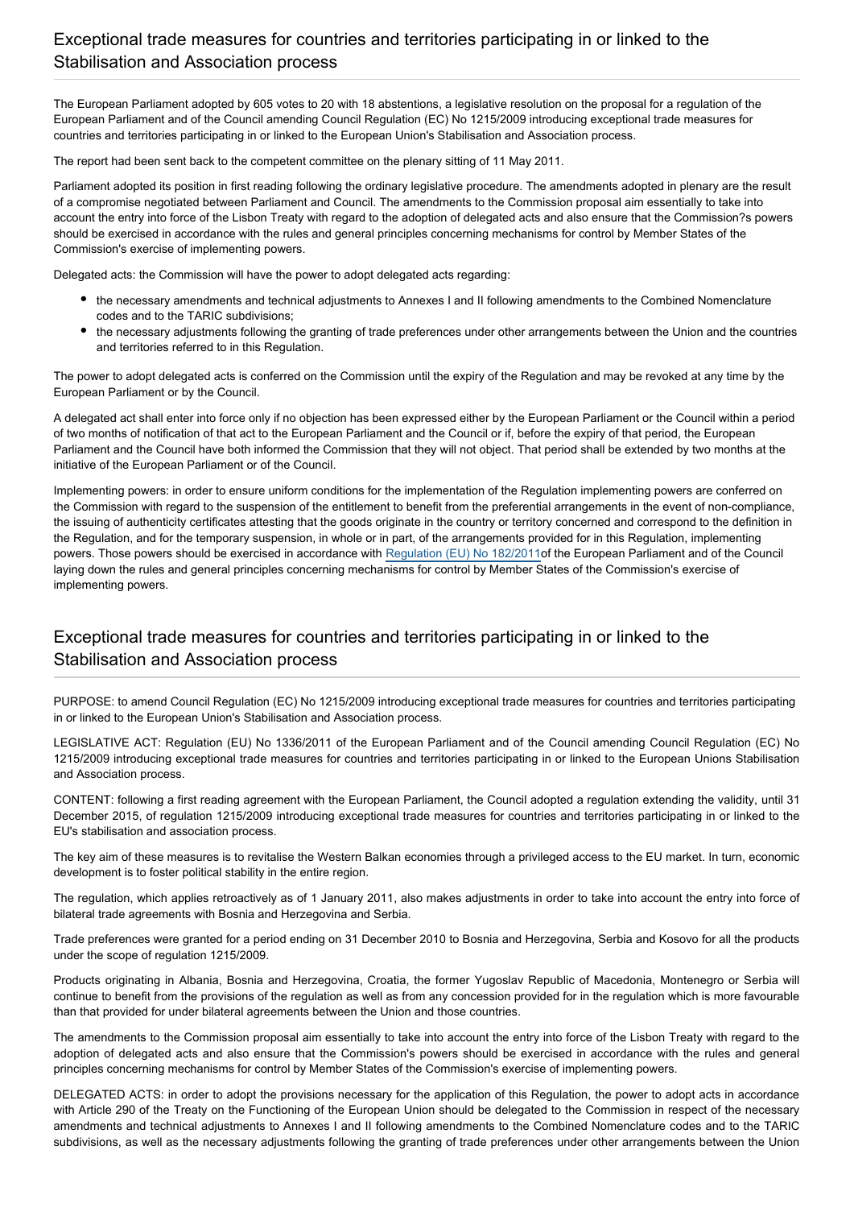## Exceptional trade measures for countries and territories participating in or linked to the Stabilisation and Association process

The European Parliament adopted by 605 votes to 20 with 18 abstentions, a legislative resolution on the proposal for a regulation of the European Parliament and of the Council amending Council Regulation (EC) No 1215/2009 introducing exceptional trade measures for countries and territories participating in or linked to the European Union's Stabilisation and Association process.

The report had been sent back to the competent committee on the plenary sitting of 11 May 2011.

Parliament adopted its position in first reading following the ordinary legislative procedure. The amendments adopted in plenary are the result of a compromise negotiated between Parliament and Council. The amendments to the Commission proposal aim essentially to take into account the entry into force of the Lisbon Treaty with regard to the adoption of delegated acts and also ensure that the Commission?s powers should be exercised in accordance with the rules and general principles concerning mechanisms for control by Member States of the Commission's exercise of implementing powers.

Delegated acts: the Commission will have the power to adopt delegated acts regarding:

- the necessary amendments and technical adjustments to Annexes I and II following amendments to the Combined Nomenclature codes and to the TARIC subdivisions;
- the necessary adjustments following the granting of trade preferences under other arrangements between the Union and the countries and territories referred to in this Regulation.

The power to adopt delegated acts is conferred on the Commission until the expiry of the Regulation and may be revoked at any time by the European Parliament or by the Council.

A delegated act shall enter into force only if no objection has been expressed either by the European Parliament or the Council within a period of two months of notification of that act to the European Parliament and the Council or if, before the expiry of that period, the European Parliament and the Council have both informed the Commission that they will not object. That period shall be extended by two months at the initiative of the European Parliament or of the Council.

Implementing powers: in order to ensure uniform conditions for the implementation of the Regulation implementing powers are conferred on the Commission with regard to the suspension of the entitlement to benefit from the preferential arrangements in the event of non-compliance, the issuing of authenticity certificates attesting that the goods originate in the country or territory concerned and correspond to the definition in the Regulation, and for the temporary suspension, in whole or in part, of the arrangements provided for in this Regulation, implementing powers. Those powers should be exercised in accordance with Regulation (EU) No 182/2011of the European Parliament and of the Council laying down the rules and general principles concerning mechanisms for control by Member States of the Commission's exercise of implementing powers.

## Exceptional trade measures for countries and territories participating in or linked to the Stabilisation and Association process

PURPOSE: to amend Council Regulation (EC) No 1215/2009 introducing exceptional trade measures for countries and territories participating in or linked to the European Union's Stabilisation and Association process.

LEGISLATIVE ACT: Regulation (EU) No 1336/2011 of the European Parliament and of the Council amending Council Regulation (EC) No 1215/2009 introducing exceptional trade measures for countries and territories participating in or linked to the European Unions Stabilisation and Association process.

CONTENT: following a first reading agreement with the European Parliament, the Council adopted a regulation extending the validity, until 31 December 2015, of regulation 1215/2009 introducing exceptional trade measures for countries and territories participating in or linked to the EU's stabilisation and association process.

The key aim of these measures is to revitalise the Western Balkan economies through a privileged access to the EU market. In turn, economic development is to foster political stability in the entire region.

The regulation, which applies retroactively as of 1 January 2011, also makes adjustments in order to take into account the entry into force of bilateral trade agreements with Bosnia and Herzegovina and Serbia.

Trade preferences were granted for a period ending on 31 December 2010 to Bosnia and Herzegovina, Serbia and Kosovo for all the products under the scope of regulation 1215/2009.

Products originating in Albania, Bosnia and Herzegovina, Croatia, the former Yugoslav Republic of Macedonia, Montenegro or Serbia will continue to benefit from the provisions of the regulation as well as from any concession provided for in the regulation which is more favourable than that provided for under bilateral agreements between the Union and those countries.

The amendments to the Commission proposal aim essentially to take into account the entry into force of the Lisbon Treaty with regard to the adoption of delegated acts and also ensure that the Commission's powers should be exercised in accordance with the rules and general principles concerning mechanisms for control by Member States of the Commission's exercise of implementing powers.

DELEGATED ACTS: in order to adopt the provisions necessary for the application of this Regulation, the power to adopt acts in accordance with Article 290 of the Treaty on the Functioning of the European Union should be delegated to the Commission in respect of the necessary amendments and technical adjustments to Annexes I and II following amendments to the Combined Nomenclature codes and to the TARIC subdivisions, as well as the necessary adjustments following the granting of trade preferences under other arrangements between the Union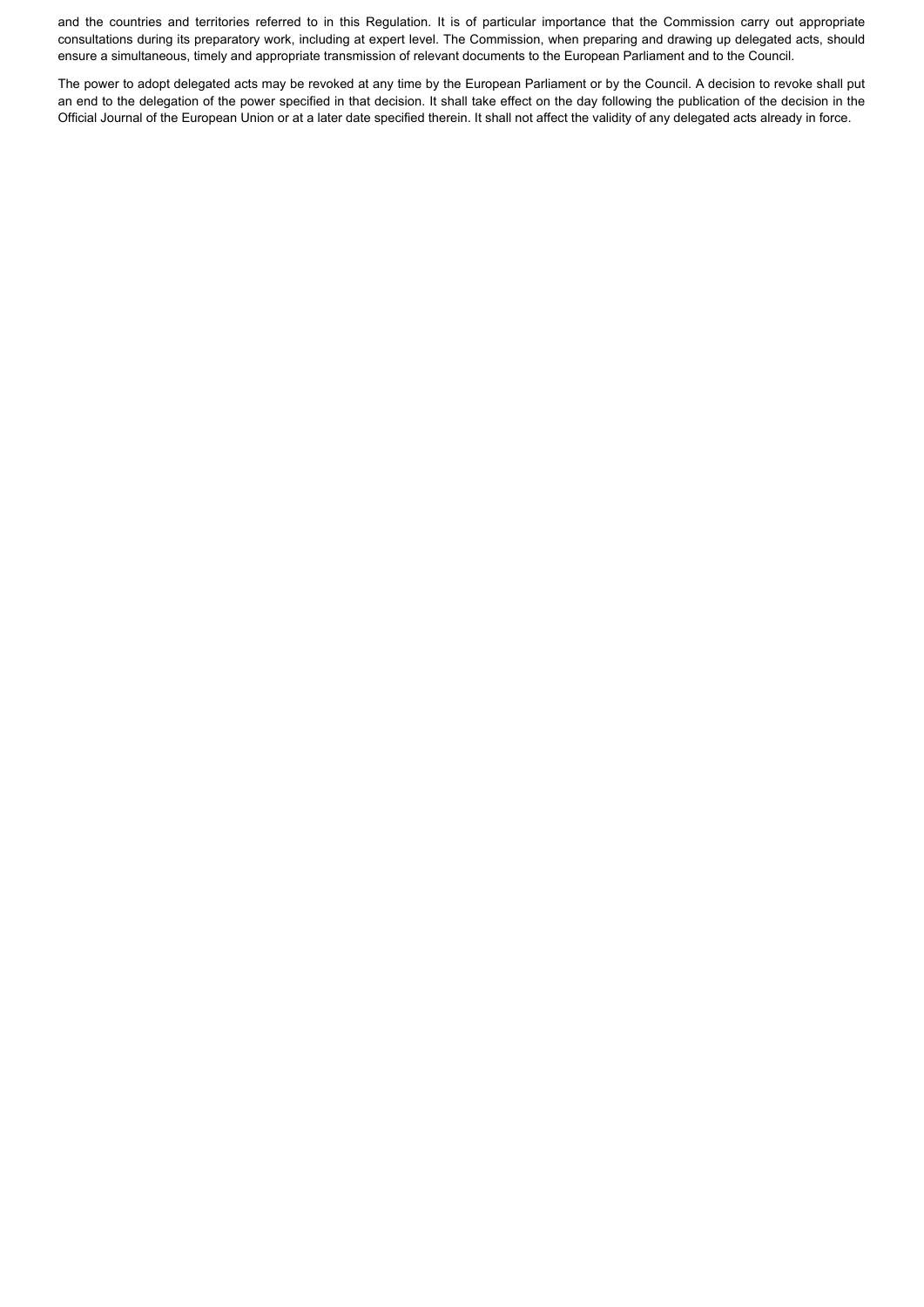and the countries and territories referred to in this Regulation. It is of particular importance that the Commission carry out appropriate consultations during its preparatory work, including at expert level. The Commission, when preparing and drawing up delegated acts, should ensure a simultaneous, timely and appropriate transmission of relevant documents to the European Parliament and to the Council.

The power to adopt delegated acts may be revoked at any time by the European Parliament or by the Council. A decision to revoke shall put an end to the delegation of the power specified in that decision. It shall take effect on the day following the publication of the decision in the Official Journal of the European Union or at a later date specified therein. It shall not affect the validity of any delegated acts already in force.